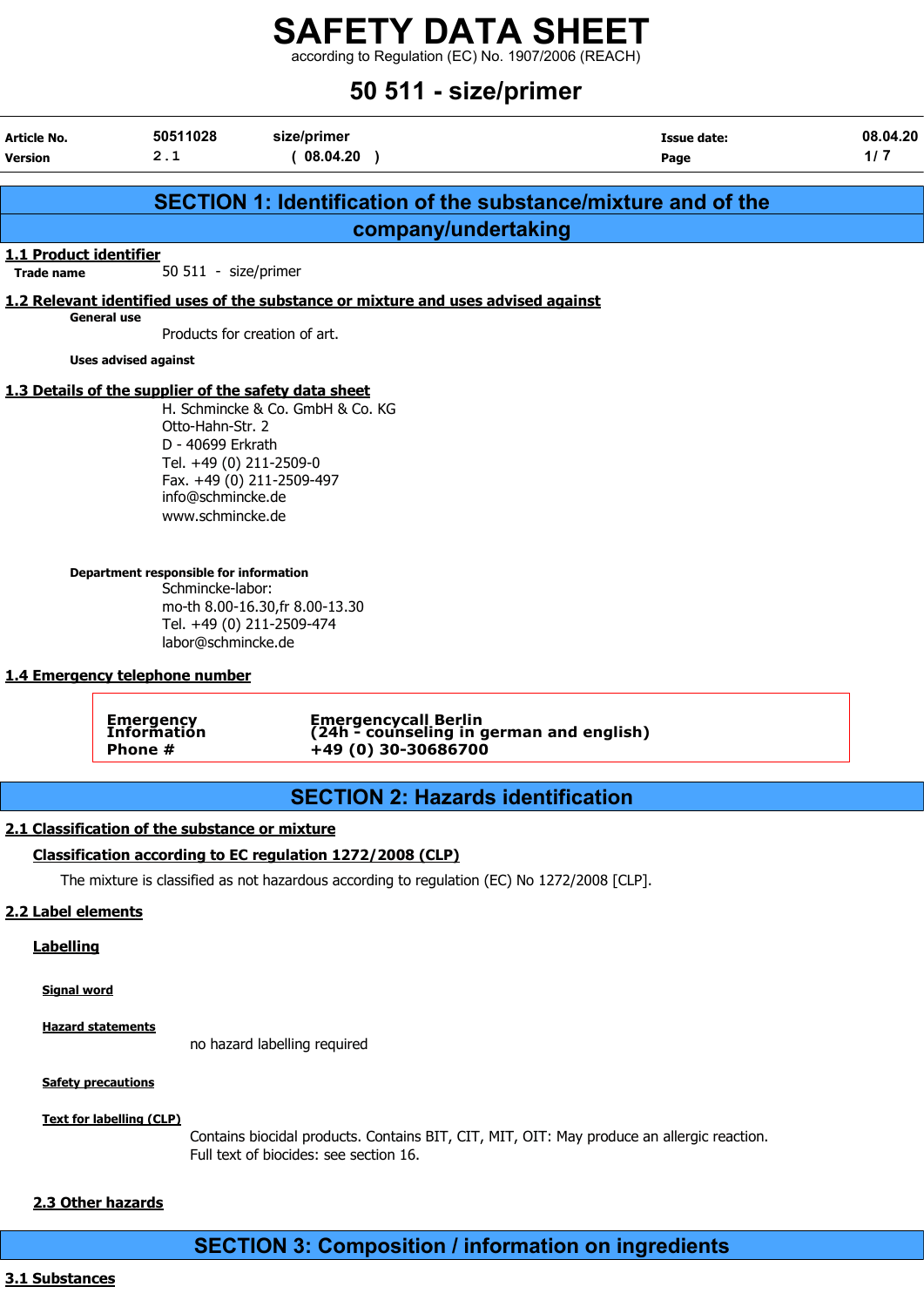# SAFETY DATA SHEET

according to Regulation (EC) No. 1907/2006 (REACH)

## 50 511 - size/primer

| Article No. | 50511028 | size/primer | Issue date: | 08.04.20 |
|---|---|---|---|---|
| Version | 2 . 1 | ( 08.04.20 ) | Page | 1/ 7 |

## SECTION 1: Identification of the substance/mixture and of the company/undertaking

### 1.1 Product identifier

**Trade name** 50 511 - size/primer

### 1.2 Relevant identified uses of the substance or mixture and uses advised against

**General use**

Products for creation of art.

**Uses advised against**

### 1.3 Details of the supplier of the safety data sheet

H. Schmincke & Co. GmbH & Co. KG
Otto-Hahn-Str. 2
D - 40699 Erkrath
Tel. +49 (0) 211-2509-0
Fax. +49 (0) 211-2509-497
info@schmincke.de
www.schmincke.de

**Department responsible for information**

Schmincke-labor:
mo-th 8.00-16.30,fr 8.00-13.30
Tel. +49 (0) 211-2509-474
labor@schmincke.de

### 1.4 Emergency telephone number

| Emergency Information Phone # | Emergencycall Berlin (24h - counseling in german and english) +49 (0) 30-30686700 |
|---|---|

## SECTION 2: Hazards identification

### 2.1 Classification of the substance or mixture

**Classification according to EC regulation 1272/2008 (CLP)**

The mixture is classified as not hazardous according to regulation (EC) No 1272/2008 [CLP].

### 2.2 Label elements

**Labelling**

**Signal word**

**Hazard statements**

no hazard labelling required

**Safety precautions**

**Text for labelling (CLP)**

Contains biocidal products. Contains BIT, CIT, MIT, OIT: May produce an allergic reaction.
Full text of biocides: see section 16.

### 2.3 Other hazards

## SECTION 3: Composition / information on ingredients

### 3.1 Substances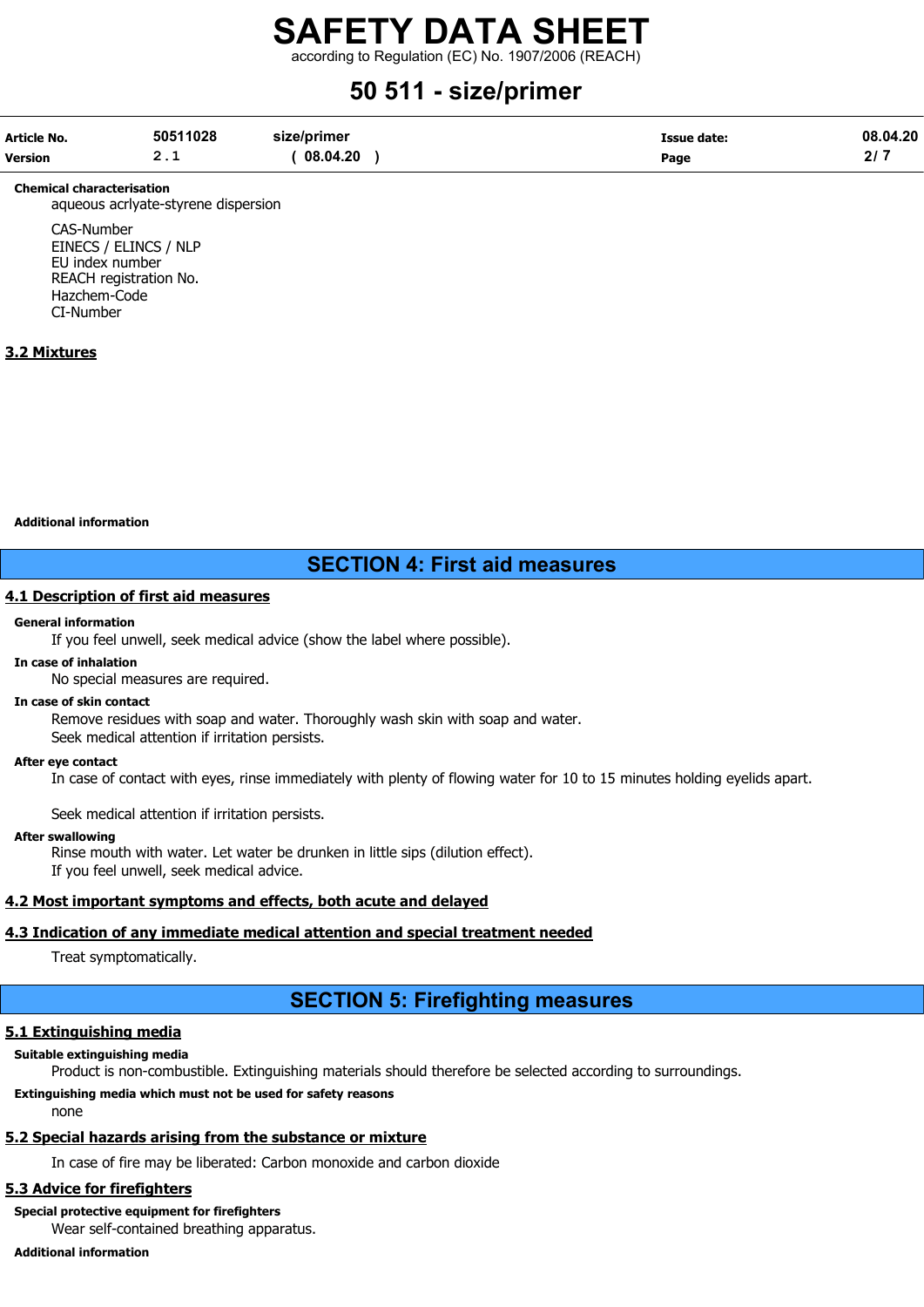**Chemical characterisation**

aqueous acrlyate-styrene dispersion

CAS-Number
EINECS / ELINCS / NLP
EU index number
REACH registration No.
Hazchem-Code
CI-Number

### 3.2 Mixtures

**Additional information**

## SECTION 4: First aid measures

### 4.1 Description of first aid measures

**General information**

If you feel unwell, seek medical advice (show the label where possible).

**In case of inhalation**

No special measures are required.

**In case of skin contact**

Remove residues with soap and water. Thoroughly wash skin with soap and water.
Seek medical attention if irritation persists.

**After eye contact**

In case of contact with eyes, rinse immediately with plenty of flowing water for 10 to 15 minutes holding eyelids apart.

Seek medical attention if irritation persists.

**After swallowing**

Rinse mouth with water. Let water be drunken in little sips (dilution effect).
If you feel unwell, seek medical advice.

### 4.2 Most important symptoms and effects, both acute and delayed

### 4.3 Indication of any immediate medical attention and special treatment needed

Treat symptomatically.

## SECTION 5: Firefighting measures

### 5.1 Extinguishing media

**Suitable extinguishing media**

Product is non-combustible. Extinguishing materials should therefore be selected according to surroundings.

**Extinguishing media which must not be used for safety reasons**

none

### 5.2 Special hazards arising from the substance or mixture

In case of fire may be liberated: Carbon monoxide and carbon dioxide

### 5.3 Advice for firefighters

**Special protective equipment for firefighters**

Wear self-contained breathing apparatus.

**Additional information**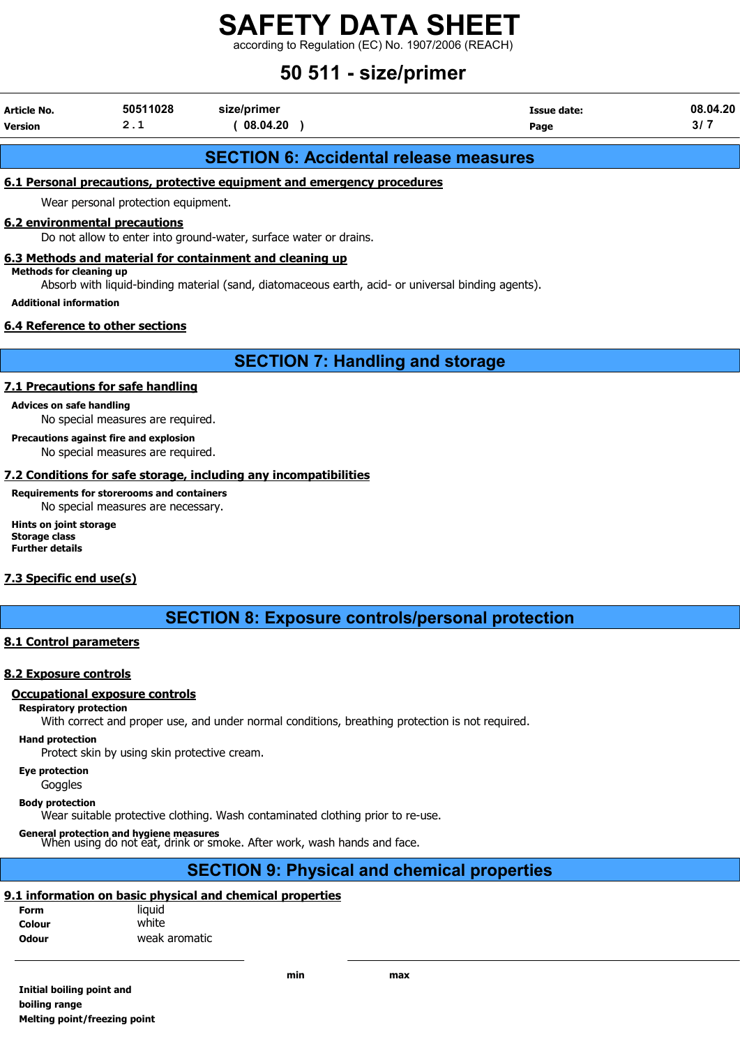## SECTION 6: Accidental release measures

### 6.1 Personal precautions, protective equipment and emergency procedures

Wear personal protection equipment.

### 6.2 environmental precautions

Do not allow to enter into ground-water, surface water or drains.

### 6.3 Methods and material for containment and cleaning up

**Methods for cleaning up**

Absorb with liquid-binding material (sand, diatomaceous earth, acid- or universal binding agents).

**Additional information**

### 6.4 Reference to other sections

## SECTION 7: Handling and storage

### 7.1 Precautions for safe handling

**Advices on safe handling**

No special measures are required.

**Precautions against fire and explosion**

No special measures are required.

### 7.2 Conditions for safe storage, including any incompatibilities

**Requirements for storerooms and containers**

No special measures are necessary.

**Hints on joint storage**

**Storage class**

**Further details**

### 7.3 Specific end use(s)

## SECTION 8: Exposure controls/personal protection

### 8.1 Control parameters

### 8.2 Exposure controls

**Occupational exposure controls**

**Respiratory protection**

With correct and proper use, and under normal conditions, breathing protection is not required.

**Hand protection**

Protect skin by using skin protective cream.

**Eye protection**

Goggles

**Body protection**

Wear suitable protective clothing. Wash contaminated clothing prior to re-use.

**General protection and hygiene measures**

When using do not eat, drink or smoke. After work, wash hands and face.

## SECTION 9: Physical and chemical properties

### 9.1 information on basic physical and chemical properties

| | |
|---|---|
| **Form** | liquid |
| **Colour** | white |
| **Odour** | weak aromatic |

| | min | max |
|---|---|---|
| **Initial boiling point and boiling range** | | |
| **Melting point/freezing point** | | |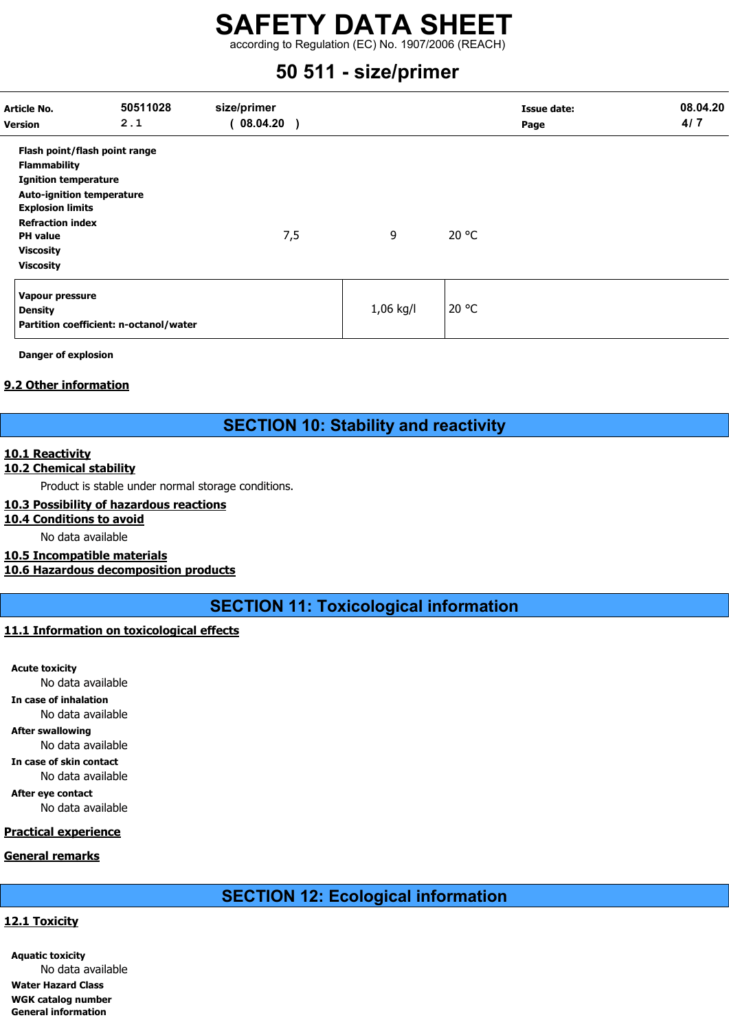| | | | |
|---|---|---|---|
| **Flash point/flash point range** | | | |
| **Flammability** | | | |
| **Ignition temperature** | | | |
| **Auto-ignition temperature** | | | |
| **Explosion limits** | | | |
| **Refraction index** | | | |
| **PH value** | 7,5 | 9 | 20 °C |
| **Viscosity** | | | |
| **Viscosity** | | | |
| **Vapour pressure** | | | |
| **Density** | | 1,06 kg/l | 20 °C |
| **Partition coefficient: n-octanol/water** | | | |

**Danger of explosion**

## 9.2 Other information

# SECTION 10: Stability and reactivity

## 10.1 Reactivity

## 10.2 Chemical stability

Product is stable under normal storage conditions.

## 10.3 Possibility of hazardous reactions

## 10.4 Conditions to avoid

No data available

## 10.5 Incompatible materials

## 10.6 Hazardous decomposition products

# SECTION 11: Toxicological information

## 11.1 Information on toxicological effects

**Acute toxicity**

No data available

**In case of inhalation**

No data available

**After swallowing**

No data available

**In case of skin contact**

No data available

**After eye contact**

No data available

## Practical experience

## General remarks

# SECTION 12: Ecological information

## 12.1 Toxicity

**Aquatic toxicity**

No data available

**Water Hazard Class**

**WGK catalog number**

**General information**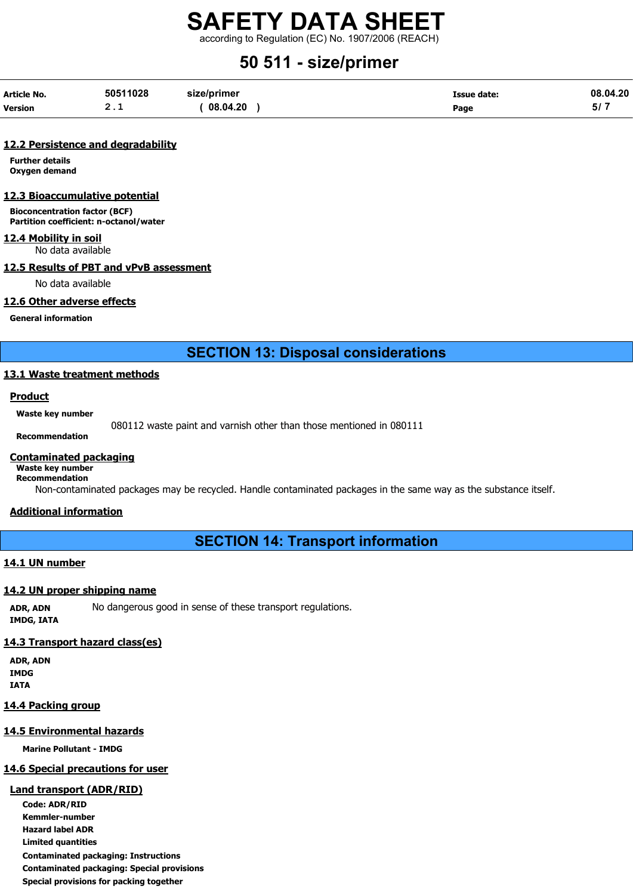### 12.2 Persistence and degradability

**Further details**

**Oxygen demand**

### 12.3 Bioaccumulative potential

**Bioconcentration factor (BCF)**

**Partition coefficient: n-octanol/water**

### 12.4 Mobility in soil

No data available

### 12.5 Results of PBT and vPvB assessment

No data available

### 12.6 Other adverse effects

**General information**

## SECTION 13: Disposal considerations

### 13.1 Waste treatment methods

#### Product

**Waste key number**

080112 waste paint and varnish other than those mentioned in 080111

**Recommendation**

#### Contaminated packaging

**Waste key number**

**Recommendation**

Non-contaminated packages may be recycled. Handle contaminated packages in the same way as the substance itself.

#### Additional information

## SECTION 14: Transport information

### 14.1 UN number

### 14.2 UN proper shipping name

**ADR, ADN** No dangerous good in sense of these transport regulations.

**IMDG, IATA**

### 14.3 Transport hazard class(es)

**ADR, ADN**

**IMDG**

**IATA**

### 14.4 Packing group

### 14.5 Environmental hazards

**Marine Pollutant - IMDG**

### 14.6 Special precautions for user

#### Land transport (ADR/RID)

**Code: ADR/RID**

**Kemmler-number**

**Hazard label ADR**

**Limited quantities**

**Contaminated packaging: Instructions**

**Contaminated packaging: Special provisions**

**Special provisions for packing together**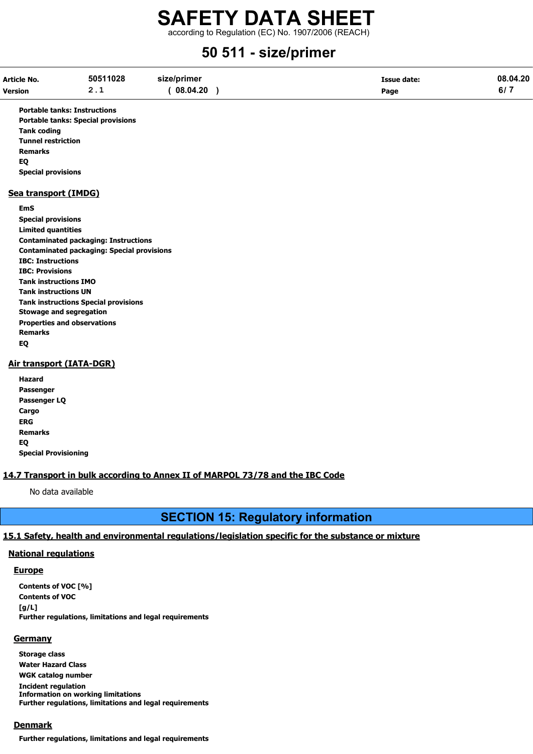**Portable tanks: Instructions**
**Portable tanks: Special provisions**
**Tank coding**
**Tunnel restriction**
**Remarks**
**EQ**
**Special provisions**

### Sea transport (IMDG)

**EmS**
**Special provisions**
**Limited quantities**
**Contaminated packaging: Instructions**
**Contaminated packaging: Special provisions**
**IBC: Instructions**
**IBC: Provisions**
**Tank instructions IMO**
**Tank instructions UN**
**Tank instructions Special provisions**
**Stowage and segregation**
**Properties and observations**
**Remarks**
**EQ**

### Air transport (IATA-DGR)

**Hazard**
**Passenger**
**Passenger LQ**
**Cargo**
**ERG**
**Remarks**
**EQ**
**Special Provisioning**

### 14.7 Transport in bulk according to Annex II of MARPOL 73/78 and the IBC Code

No data available

## SECTION 15: Regulatory information

### 15.1 Safety, health and environmental regulations/legislation specific for the substance or mixture

#### National regulations

##### Europe

**Contents of VOC [%]**
**Contents of VOC**
**[g/L]**
**Further regulations, limitations and legal requirements**

##### Germany

**Storage class**
**Water Hazard Class**
**WGK catalog number**
**Incident regulation**
**Information on working limitations**
**Further regulations, limitations and legal requirements**

##### Denmark

**Further regulations, limitations and legal requirements**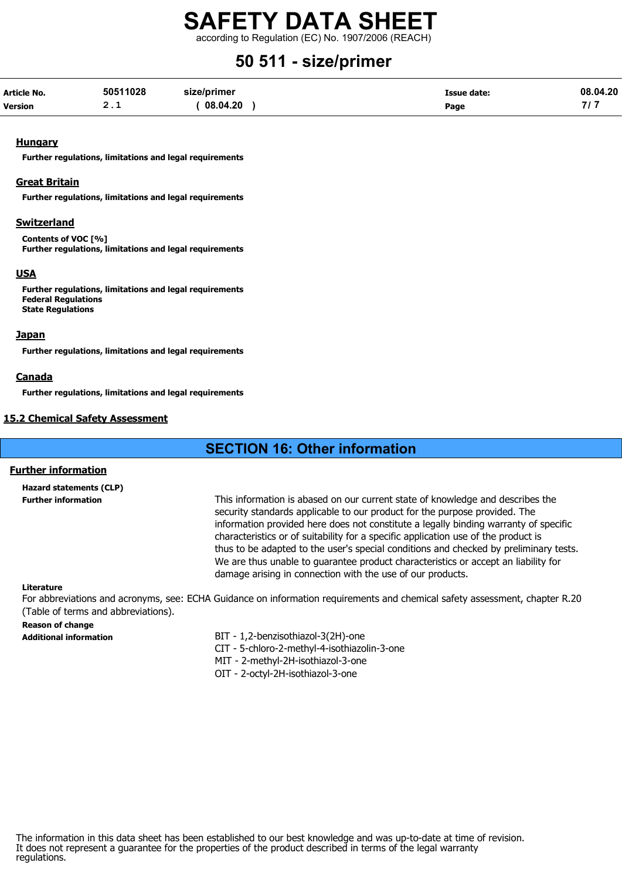#### Hungary

**Further regulations, limitations and legal requirements**

#### Great Britain

**Further regulations, limitations and legal requirements**

#### Switzerland

**Contents of VOC [%]**
**Further regulations, limitations and legal requirements**

#### USA

**Further regulations, limitations and legal requirements**
**Federal Regulations**
**State Regulations**

#### Japan

**Further regulations, limitations and legal requirements**

#### Canada

**Further regulations, limitations and legal requirements**

### 15.2 Chemical Safety Assessment

## SECTION 16: Other information

### Further information

**Hazard statements (CLP)**

**Further information**

This information is abased on our current state of knowledge and describes the security standards applicable to our product for the purpose provided. The information provided here does not constitute a legally binding warranty of specific characteristics or of suitability for a specific application use of the product is thus to be adapted to the user's special conditions and checked by preliminary tests. We are thus unable to guarantee product characteristics or accept an liability for damage arising in connection with the use of our products.

**Literature**

For abbreviations and acronyms, see: ECHA Guidance on information requirements and chemical safety assessment, chapter R.20 (Table of terms and abbreviations).

**Reason of change**

**Additional information**

BIT - 1,2-benzisothiazol-3(2H)-one
CIT - 5-chloro-2-methyl-4-isothiazolin-3-one
MIT - 2-methyl-2H-isothiazol-3-one
OIT - 2-octyl-2H-isothiazol-3-one

The information in this data sheet has been established to our best knowledge and was up-to-date at time of revision. It does not represent a guarantee for the properties of the product described in terms of the legal warranty regulations.